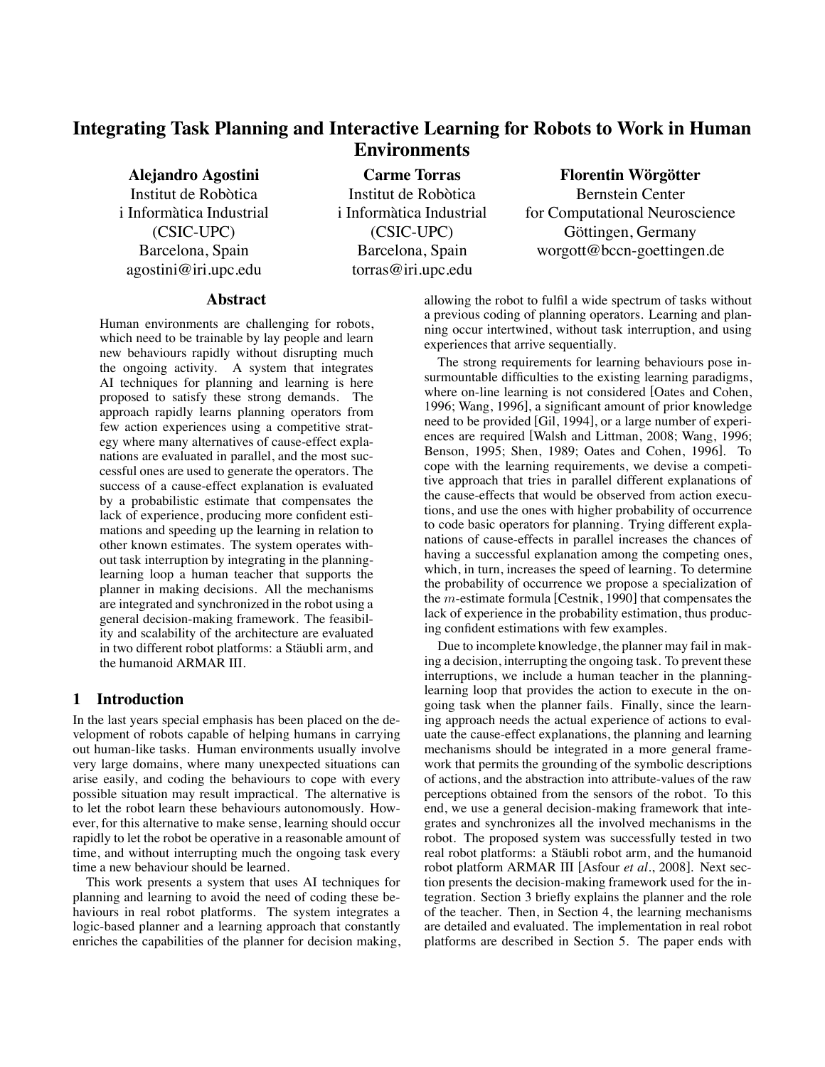# Integrating Task Planning and Interactive Learning for Robots to Work in Human Environments

**Alejandro Agostini**
Institut de Robòtica
i Informàtica Industrial
(CSIC-UPC)
Barcelona, Spain
agostini@iri.upc.edu

**Carme Torras**
Institut de Robòtica
i Informàtica Industrial
(CSIC-UPC)
Barcelona, Spain
torras@iri.upc.edu

**Florentin Wörgötter**
Bernstein Center
for Computational Neuroscience
Göttingen, Germany
worgott@bccn-goettingen.de

## Abstract

Human environments are challenging for robots, which need to be trainable by lay people and learn new behaviours rapidly without disrupting much the ongoing activity. A system that integrates AI techniques for planning and learning is here proposed to satisfy these strong demands. The approach rapidly learns planning operators from few action experiences using a competitive strategy where many alternatives of cause-effect explanations are evaluated in parallel, and the most successful ones are used to generate the operators. The success of a cause-effect explanation is evaluated by a probabilistic estimate that compensates the lack of experience, producing more confident estimations and speeding up the learning in relation to other known estimates. The system operates without task interruption by integrating in the planning-learning loop a human teacher that supports the planner in making decisions. All the mechanisms are integrated and synchronized in the robot using a general decision-making framework. The feasibility and scalability of the architecture are evaluated in two different robot platforms: a Stäubli arm, and the humanoid ARMAR III.

## 1 Introduction

In the last years special emphasis has been placed on the development of robots capable of helping humans in carrying out human-like tasks. Human environments usually involve very large domains, where many unexpected situations can arise easily, and coding the behaviours to cope with every possible situation may result impractical. The alternative is to let the robot learn these behaviours autonomously. However, for this alternative to make sense, learning should occur rapidly to let the robot be operative in a reasonable amount of time, and without interrupting much the ongoing task every time a new behaviour should be learned.

This work presents a system that uses AI techniques for planning and learning to avoid the need of coding these behaviours in real robot platforms. The system integrates a logic-based planner and a learning approach that constantly enriches the capabilities of the planner for decision making, allowing the robot to fulfil a wide spectrum of tasks without a previous coding of planning operators. Learning and planning occur intertwined, without task interruption, and using experiences that arrive sequentially.

The strong requirements for learning behaviours pose insurmountable difficulties to the existing learning paradigms, where on-line learning is not considered [Oates and Cohen, 1996; Wang, 1996], a significant amount of prior knowledge need to be provided [Gil, 1994], or a large number of experiences are required [Walsh and Littman, 2008; Wang, 1996; Benson, 1995; Shen, 1989; Oates and Cohen, 1996]. To cope with the learning requirements, we devise a competitive approach that tries in parallel different explanations of the cause-effects that would be observed from action executions, and use the ones with higher probability of occurrence to code basic operators for planning. Trying different explanations of cause-effects in parallel increases the chances of having a successful explanation among the competing ones, which, in turn, increases the speed of learning. To determine the probability of occurrence we propose a specialization of the $m$-estimate formula [Cestnik, 1990] that compensates the lack of experience in the probability estimation, thus producing confident estimations with few examples.

Due to incomplete knowledge, the planner may fail in making a decision, interrupting the ongoing task. To prevent these interruptions, we include a human teacher in the planning-learning loop that provides the action to execute in the ongoing task when the planner fails. Finally, since the learning approach needs the actual experience of actions to evaluate the cause-effect explanations, the planning and learning mechanisms should be integrated in a more general framework that permits the grounding of the symbolic descriptions of actions, and the abstraction into attribute-values of the raw perceptions obtained from the sensors of the robot. To this end, we use a general decision-making framework that integrates and synchronizes all the involved mechanisms in the robot. The proposed system was successfully tested in two real robot platforms: a Stäubli robot arm, and the humanoid robot platform ARMAR III [Asfour *et al.*, 2008]. Next section presents the decision-making framework used for the integration. Section 3 briefly explains the planner and the role of the teacher. Then, in Section 4, the learning mechanisms are detailed and evaluated. The implementation in real robot platforms are described in Section 5. The paper ends with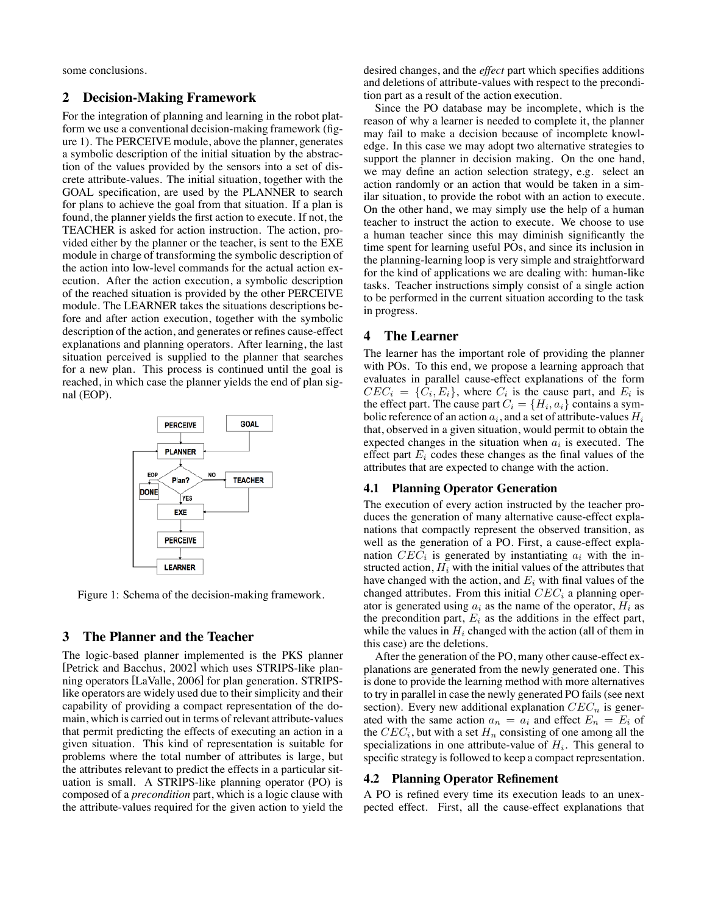some conclusions.

## 2 Decision-Making Framework

For the integration of planning and learning in the robot platform we use a conventional decision-making framework (figure 1). The PERCEIVE module, above the planner, generates a symbolic description of the initial situation by the abstraction of the values provided by the sensors into a set of discrete attribute-values. The initial situation, together with the GOAL specification, are used by the PLANNER to search for plans to achieve the goal from that situation. If a plan is found, the planner yields the first action to execute. If not, the TEACHER is asked for action instruction. The action, provided either by the planner or the teacher, is sent to the EXE module in charge of transforming the symbolic description of the action into low-level commands for the actual action execution. After the action execution, a symbolic description of the reached situation is provided by the other PERCEIVE module. The LEARNER takes the situations descriptions before and after action execution, together with the symbolic description of the action, and generates or refines cause-effect explanations and planning operators. After learning, the last situation perceived is supplied to the planner that searches for a new plan. This process is continued until the goal is reached, in which case the planner yields the end of plan signal (EOP).

Figure 1: Schema of the decision-making framework.

## 3 The Planner and the Teacher

The logic-based planner implemented is the PKS planner [Petrick and Bacchus, 2002] which uses STRIPS-like planning operators [LaValle, 2006] for plan generation. STRIPS-like operators are widely used due to their simplicity and their capability of providing a compact representation of the domain, which is carried out in terms of relevant attribute-values that permit predicting the effects of executing an action in a given situation. This kind of representation is suitable for problems where the total number of attributes is large, but the attributes relevant to predict the effects in a particular situation is small. A STRIPS-like planning operator (PO) is composed of a *precondition* part, which is a logic clause with the attribute-values required for the given action to yield the desired changes, and the *effect* part which specifies additions and deletions of attribute-values with respect to the precondition part as a result of the action execution.

Since the PO database may be incomplete, which is the reason of why a learner is needed to complete it, the planner may fail to make a decision because of incomplete knowledge. In this case we may adopt two alternative strategies to support the planner in decision making. On the one hand, we may define an action selection strategy, e.g. select an action randomly or an action that would be taken in a similar situation, to provide the robot with an action to execute. On the other hand, we may simply use the help of a human teacher to instruct the action to execute. We choose to use a human teacher since this may diminish significantly the time spent for learning useful POs, and since its inclusion in the planning-learning loop is very simple and straightforward for the kind of applications we are dealing with: human-like tasks. Teacher instructions simply consist of a single action to be performed in the current situation according to the task in progress.

## 4 The Learner

The learner has the important role of providing the planner with POs. To this end, we propose a learning approach that evaluates in parallel cause-effect explanations of the form $CEC_i = \{C_i, E_i\}$, where $C_i$ is the cause part, and $E_i$ is the effect part. The cause part $C_i = \{H_i, a_i\}$ contains a symbolic reference of an action $a_i$, and a set of attribute-values $H_i$ that, observed in a given situation, would permit to obtain the expected changes in the situation when $a_i$ is executed. The effect part $E_i$ codes these changes as the final values of the attributes that are expected to change with the action.

### 4.1 Planning Operator Generation

The execution of every action instructed by the teacher produces the generation of many alternative cause-effect explanations that compactly represent the observed transition, as well as the generation of a PO. First, a cause-effect explanation $CEC_i$ is generated by instantiating $a_i$ with the instructed action, $H_i$ with the initial values of the attributes that have changed with the action, and $E_i$ with final values of the changed attributes. From this initial $CEC_i$ a planning operator is generated using $a_i$ as the name of the operator, $H_i$ as the precondition part, $E_i$ as the additions in the effect part, while the values in $H_i$ changed with the action (all of them in this case) are the deletions.

After the generation of the PO, many other cause-effect explanations are generated from the newly generated one. This is done to provide the learning method with more alternatives to try in parallel in case the newly generated PO fails (see next section). Every new additional explanation $CEC_n$ is generated with the same action $a_n = a_i$ and effect $E_n = E_i$ of the $CEC_i$, but with a set $H_n$ consisting of one among all the specializations in one attribute-value of $H_i$. This general to specific strategy is followed to keep a compact representation.

### 4.2 Planning Operator Refinement

A PO is refined every time its execution leads to an unexpected effect. First, all the cause-effect explanations that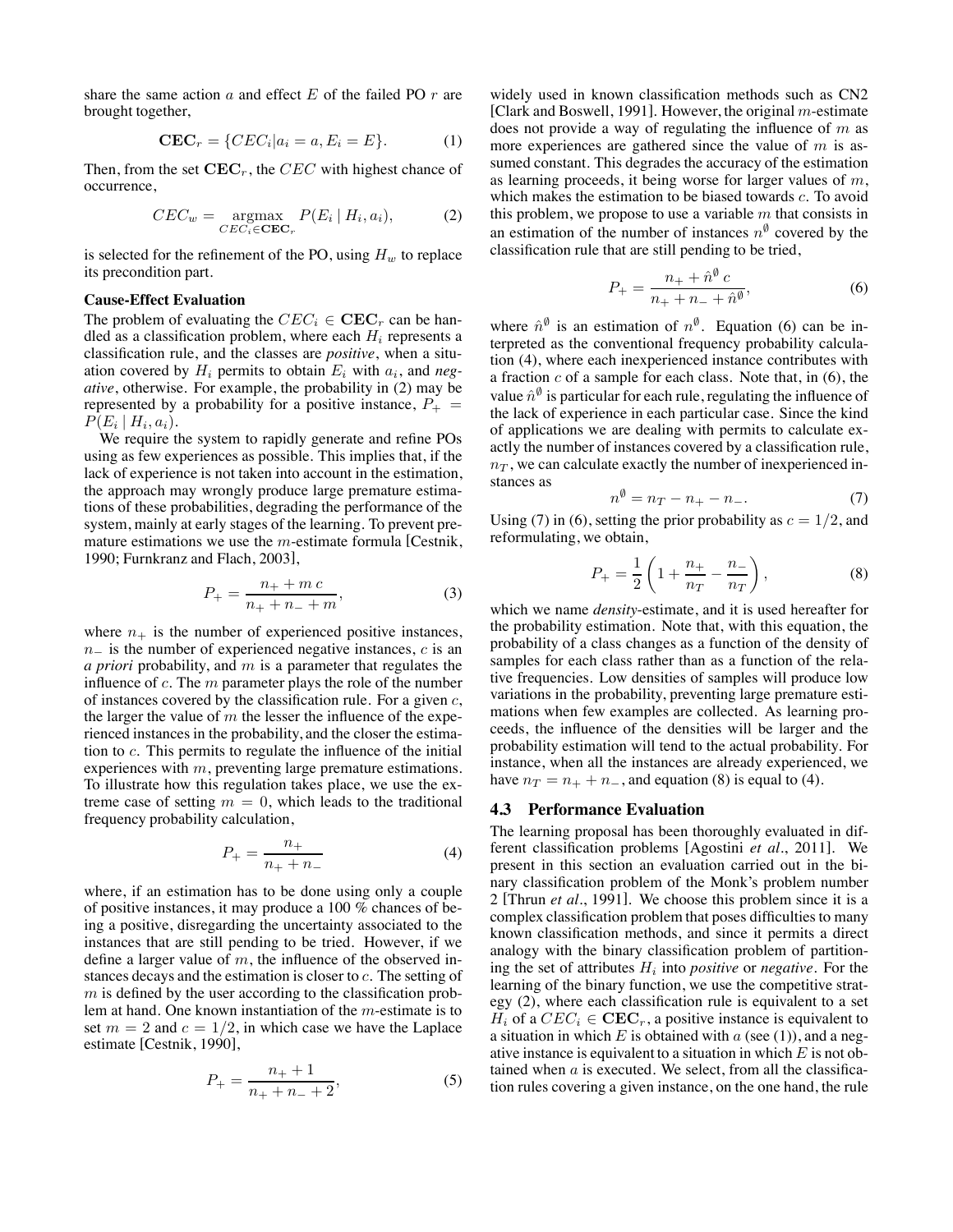share the same action $a$ and effect $E$ of the failed PO $r$ are brought together,

$$\mathbf{CEC}_r = \{CEC_i | a_i = a, E_i = E\}. \tag{1}$$

Then, from the set $\mathbf{CEC}_r$, the $CEC$ with highest chance of occurrence,

$$CEC_w = \underset{CEC_i \in \mathbf{CEC}_r}{\operatorname{argmax}} P(E_i \mid H_i, a_i), \tag{2}$$

is selected for the refinement of the PO, using $H_w$ to replace its precondition part.

**Cause-Effect Evaluation**

The problem of evaluating the $CEC_i \in \mathbf{CEC}_r$ can be handled as a classification problem, where each $H_i$ represents a classification rule, and the classes are *positive*, when a situation covered by $H_i$ permits to obtain $E_i$ with $a_i$, and *negative*, otherwise. For example, the probability in (2) may be represented by a probability for a positive instance, $P_+ = P(E_i \mid H_i, a_i)$.

We require the system to rapidly generate and refine POs using as few experiences as possible. This implies that, if the lack of experience is not taken into account in the estimation, the approach may wrongly produce large premature estimations of these probabilities, degrading the performance of the system, mainly at early stages of the learning. To prevent premature estimations we use the $m$-estimate formula [Cestnik, 1990; Furnkranz and Flach, 2003],

$$P_+ = \frac{n_+ + m\,c}{n_+ + n_- + m}, \tag{3}$$

where $n_+$ is the number of experienced positive instances, $n_-$ is the number of experienced negative instances, $c$ is an *a priori* probability, and $m$ is a parameter that regulates the influence of $c$. The $m$ parameter plays the role of the number of instances covered by the classification rule. For a given $c$, the larger the value of $m$ the lesser the influence of the experienced instances in the probability, and the closer the estimation to $c$. This permits to regulate the influence of the initial experiences with $m$, preventing large premature estimations. To illustrate how this regulation takes place, we use the extreme case of setting $m = 0$, which leads to the traditional frequency probability calculation,

$$P_+ = \frac{n_+}{n_+ + n_-} \tag{4}$$

where, if an estimation has to be done using only a couple of positive instances, it may produce a 100 % chances of being a positive, disregarding the uncertainty associated to the instances that are still pending to be tried. However, if we define a larger value of $m$, the influence of the observed instances decays and the estimation is closer to $c$. The setting of $m$ is defined by the user according to the classification problem at hand. One known instantiation of the $m$-estimate is to set $m = 2$ and $c = 1/2$, in which case we have the Laplace estimate [Cestnik, 1990],

$$P_+ = \frac{n_+ + 1}{n_+ + n_- + 2}, \tag{5}$$

widely used in known classification methods such as CN2 [Clark and Boswell, 1991]. However, the original $m$-estimate does not provide a way of regulating the influence of $m$ as more experiences are gathered since the value of $m$ is assumed constant. This degrades the accuracy of the estimation as learning proceeds, it being worse for larger values of $m$, which makes the estimation to be biased towards $c$. To avoid this problem, we propose to use a variable $m$ that consists in an estimation of the number of instances $n^{\emptyset}$ covered by the classification rule that are still pending to be tried,

$$P_+ = \frac{n_+ + \hat{n}^{\emptyset}\,c}{n_+ + n_- + \hat{n}^{\emptyset}}, \tag{6}$$

where $\hat{n}^{\emptyset}$ is an estimation of $n^{\emptyset}$. Equation (6) can be interpreted as the conventional frequency probability calculation (4), where each inexperienced instance contributes with a fraction $c$ of a sample for each class. Note that, in (6), the value $\hat{n}^{\emptyset}$ is particular for each rule, regulating the influence of the lack of experience in each particular case. Since the kind of applications we are dealing with permits to calculate exactly the number of instances covered by a classification rule, $n_T$, we can calculate exactly the number of inexperienced instances as

$$n^{\emptyset} = n_T - n_+ - n_-. \tag{7}$$

Using (7) in (6), setting the prior probability as $c = 1/2$, and reformulating, we obtain,

$$P_+ = \frac{1}{2}\left(1 + \frac{n_+}{n_T} - \frac{n_-}{n_T}\right), \tag{8}$$

which we name *density*-estimate, and it is used hereafter for the probability estimation. Note that, with this equation, the probability of a class changes as a function of the density of samples for each class rather than as a function of the relative frequencies. Low densities of samples will produce low variations in the probability, preventing large premature estimations when few examples are collected. As learning proceeds, the influence of the densities will be larger and the probability estimation will tend to the actual probability. For instance, when all the instances are already experienced, we have $n_T = n_+ + n_-$, and equation (8) is equal to (4).

### 4.3 Performance Evaluation

The learning proposal has been thoroughly evaluated in different classification problems [Agostini *et al.*, 2011]. We present in this section an evaluation carried out in the binary classification problem of the Monk's problem number 2 [Thrun *et al.*, 1991]. We choose this problem since it is a complex classification problem that poses difficulties to many known classification methods, and since it permits a direct analogy with the binary classification problem of partitioning the set of attributes $H_i$ into *positive* or *negative*. For the learning of the binary function, we use the competitive strategy (2), where each classification rule is equivalent to a set $H_i$ of a $CEC_i \in \mathbf{CEC}_r$, a positive instance is equivalent to a situation in which $E$ is obtained with $a$ (see (1)), and a negative instance is equivalent to a situation in which $E$ is not obtained when $a$ is executed. We select, from all the classification rules covering a given instance, on the one hand, the rule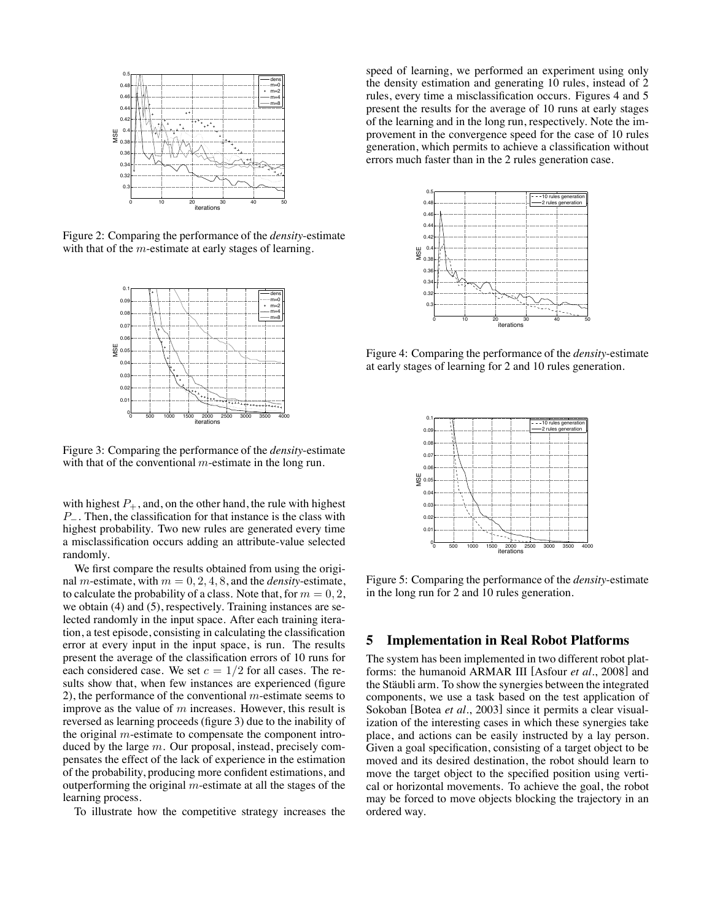Figure 2: Comparing the performance of the *density*-estimate with that of the $m$-estimate at early stages of learning.

Figure 3: Comparing the performance of the *density*-estimate with that of the conventional $m$-estimate in the long run.

with highest $P_+$, and, on the other hand, the rule with highest $P_-$. Then, the classification for that instance is the class with highest probability. Two new rules are generated every time a misclassification occurs adding an attribute-value selected randomly.

We first compare the results obtained from using the original $m$-estimate, with $m = 0, 2, 4, 8$, and the *density*-estimate, to calculate the probability of a class. Note that, for $m = 0, 2$, we obtain (4) and (5), respectively. Training instances are selected randomly in the input space. After each training iteration, a test episode, consisting in calculating the classification error at every input in the input space, is run. The results present the average of the classification errors of 10 runs for each considered case. We set $c = 1/2$ for all cases. The results show that, when few instances are experienced (figure 2), the performance of the conventional $m$-estimate seems to improve as the value of $m$ increases. However, this result is reversed as learning proceeds (figure 3) due to the inability of the original $m$-estimate to compensate the component introduced by the large $m$. Our proposal, instead, precisely compensates the effect of the lack of experience in the estimation of the probability, producing more confident estimations, and outperforming the original $m$-estimate at all the stages of the learning process.

To illustrate how the competitive strategy increases the speed of learning, we performed an experiment using only the density estimation and generating 10 rules, instead of 2 rules, every time a misclassification occurs. Figures 4 and 5 present the results for the average of 10 runs at early stages of the learning and in the long run, respectively. Note the improvement in the convergence speed for the case of 10 rules generation, which permits to achieve a classification without errors much faster than in the 2 rules generation case.

Figure 4: Comparing the performance of the *density*-estimate at early stages of learning for 2 and 10 rules generation.

Figure 5: Comparing the performance of the *density*-estimate in the long run for 2 and 10 rules generation.

## 5 Implementation in Real Robot Platforms

The system has been implemented in two different robot platforms: the humanoid ARMAR III [Asfour *et al.*, 2008] and the Stäubli arm. To show the synergies between the integrated components, we use a task based on the test application of Sokoban [Botea *et al.*, 2003] since it permits a clear visualization of the interesting cases in which these synergies take place, and actions can be easily instructed by a lay person. Given a goal specification, consisting of a target object to be moved and its desired destination, the robot should learn to move the target object to the specified position using vertical or horizontal movements. To achieve the goal, the robot may be forced to move objects blocking the trajectory in an ordered way.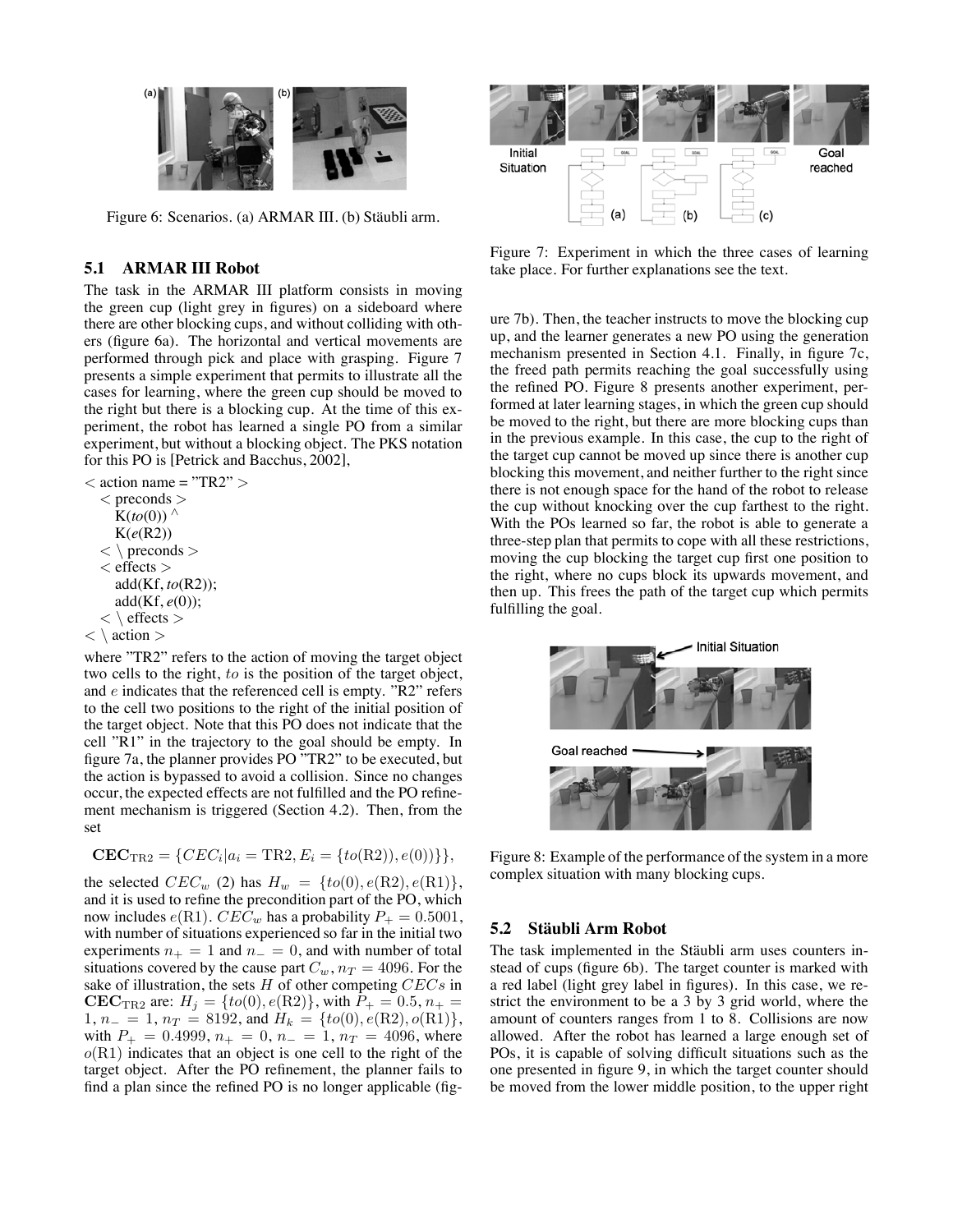Figure 6: Scenarios. (a) ARMAR III. (b) Stäubli arm.

### 5.1 ARMAR III Robot

The task in the ARMAR III platform consists in moving the green cup (light grey in figures) on a sideboard where there are other blocking cups, and without colliding with others (figure 6a). The horizontal and vertical movements are performed through pick and place with grasping. Figure 7 presents a simple experiment that permits to illustrate all the cases for learning, where the green cup should be moved to the right but there is a blocking cup. At the time of this experiment, the robot has learned a single PO from a similar experiment, but without a blocking object. The PKS notation for this PO is [Petrick and Bacchus, 2002],

$<$ action name = "TR2" $>$
  $<$ preconds $>$
    K($to$(0)) ^
    K($e$(R2))
  $<$ \ preconds $>$
  $<$ effects $>$
    add(Kf, $to$(R2));
    add(Kf, $e$(0));
  $<$ \ effects $>$
$<$ \ action $>$

where "TR2" refers to the action of moving the target object two cells to the right, $to$ is the position of the target object, and $e$ indicates that the referenced cell is empty. "R2" refers to the cell two positions to the right of the initial position of the target object. Note that this PO does not indicate that the cell "R1" in the trajectory to the goal should be empty. In figure 7a, the planner provides PO "TR2" to be executed, but the action is bypassed to avoid a collision. Since no changes occur, the expected effects are not fulfilled and the PO refinement mechanism is triggered (Section 4.2). Then, from the set

$$\mathbf{CEC}_{\text{TR2}} = \{CEC_i | a_i = \text{TR2}, E_i = \{to(\text{R2})), e(0))\}\},$$

the selected $CEC_w$ (2) has $H_w = \{to(0), e(\text{R2}), e(\text{R1})\}$, and it is used to refine the precondition part of the PO, which now includes $e(\text{R1})$. $CEC_w$ has a probability $P_+ = 0.5001$, with number of situations experienced so far in the initial two experiments $n_+ = 1$ and $n_- = 0$, and with number of total situations covered by the cause part $C_w$, $n_T = 4096$. For the sake of illustration, the sets $H$ of other competing $CECs$ in $\mathbf{CEC}_{\text{TR2}}$ are: $H_j = \{to(0), e(\text{R2})\}$, with $P_+ = 0.5$, $n_+ = 1$, $n_- = 1$, $n_T = 8192$, and $H_k = \{to(0), e(\text{R2}), o(\text{R1})\}$, with $P_+ = 0.4999$, $n_+ = 0$, $n_- = 1$, $n_T = 4096$, where $o(\text{R1})$ indicates that an object is one cell to the right of the target object. After the PO refinement, the planner fails to find a plan since the refined PO is no longer applicable (figure 7b). Then, the teacher instructs to move the blocking cup up, and the learner generates a new PO using the generation mechanism presented in Section 4.1. Finally, in figure 7c, the freed path permits reaching the goal successfully using the refined PO. Figure 8 presents another experiment, performed at later learning stages, in which the green cup should be moved to the right, but there are more blocking cups than in the previous example. In this case, the cup to the right of the target cup cannot be moved up since there is another cup blocking this movement, and neither further to the right since there is not enough space for the hand of the robot to release the cup without knocking over the cup farthest to the right. With the POs learned so far, the robot is able to generate a three-step plan that permits to cope with all these restrictions, moving the cup blocking the target cup first one position to the right, where no cups block its upwards movement, and then up. This frees the path of the target cup which permits fulfilling the goal.

Figure 7: Experiment in which the three cases of learning take place. For further explanations see the text.

Figure 8: Example of the performance of the system in a more complex situation with many blocking cups.

### 5.2 Stäubli Arm Robot

The task implemented in the Stäubli arm uses counters instead of cups (figure 6b). The target counter is marked with a red label (light grey label in figures). In this case, we restrict the environment to be a 3 by 3 grid world, where the amount of counters ranges from 1 to 8. Collisions are now allowed. After the robot has learned a large enough set of POs, it is capable of solving difficult situations such as the one presented in figure 9, in which the target counter should be moved from the lower middle position, to the upper right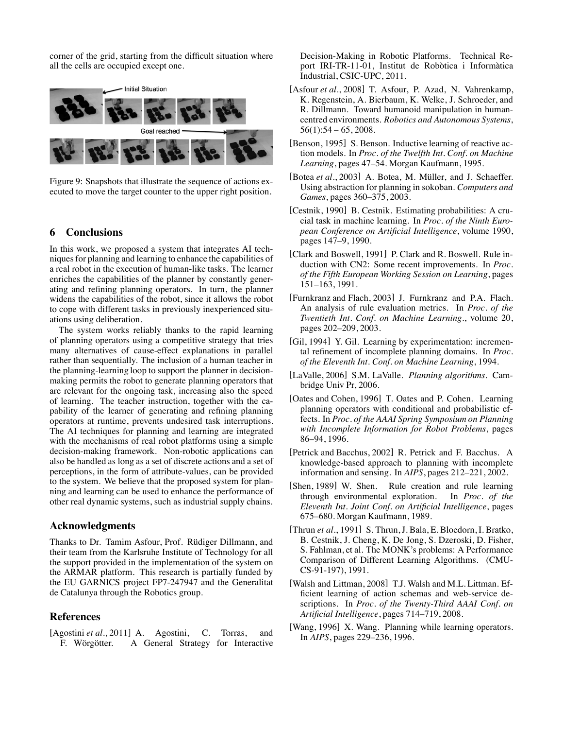corner of the grid, starting from the difficult situation where all the cells are occupied except one.

Initial Situation

Goal reached

Figure 9: Snapshots that illustrate the sequence of actions executed to move the target counter to the upper right position.

## 6 Conclusions

In this work, we proposed a system that integrates AI techniques for planning and learning to enhance the capabilities of a real robot in the execution of human-like tasks. The learner enriches the capabilities of the planner by constantly generating and refining planning operators. In turn, the planner widens the capabilities of the robot, since it allows the robot to cope with different tasks in previously inexperienced situations using deliberation.

The system works reliably thanks to the rapid learning of planning operators using a competitive strategy that tries many alternatives of cause-effect explanations in parallel rather than sequentially. The inclusion of a human teacher in the planning-learning loop to support the planner in decision-making permits the robot to generate planning operators that are relevant for the ongoing task, increasing also the speed of learning. The teacher instruction, together with the capability of the learner of generating and refining planning operators at runtime, prevents undesired task interruptions. The AI techniques for planning and learning are integrated with the mechanisms of real robot platforms using a simple decision-making framework. Non-robotic applications can also be handled as long as a set of discrete actions and a set of perceptions, in the form of attribute-values, can be provided to the system. We believe that the proposed system for planning and learning can be used to enhance the performance of other real dynamic systems, such as industrial supply chains.

## Acknowledgments

Thanks to Dr. Tamim Asfour, Prof. Rüdiger Dillmann, and their team from the Karlsruhe Institute of Technology for all the support provided in the implementation of the system on the ARMAR platform. This research is partially funded by the EU GARNICS project FP7-247947 and the Generalitat de Catalunya through the Robotics group.

## References

[Agostini *et al.*, 2011] A. Agostini, C. Torras, and F. Wörgötter. A General Strategy for Interactive Decision-Making in Robotic Platforms. Technical Report IRI-TR-11-01, Institut de Robòtica i Informàtica Industrial, CSIC-UPC, 2011.

[Asfour *et al.*, 2008] T. Asfour, P. Azad, N. Vahrenkamp, K. Regenstein, A. Bierbaum, K. Welke, J. Schroeder, and R. Dillmann. Toward humanoid manipulation in human-centred environments. *Robotics and Autonomous Systems*, 56(1):54 – 65, 2008.

[Benson, 1995] S. Benson. Inductive learning of reactive action models. In *Proc. of the Twelfth Int. Conf. on Machine Learning*, pages 47–54. Morgan Kaufmann, 1995.

[Botea *et al.*, 2003] A. Botea, M. Müller, and J. Schaeffer. Using abstraction for planning in sokoban. *Computers and Games*, pages 360–375, 2003.

[Cestnik, 1990] B. Cestnik. Estimating probabilities: A crucial task in machine learning. In *Proc. of the Ninth European Conference on Artificial Intelligence*, volume 1990, pages 147–9, 1990.

[Clark and Boswell, 1991] P. Clark and R. Boswell. Rule induction with CN2: Some recent improvements. In *Proc. of the Fifth European Working Session on Learning*, pages 151–163, 1991.

[Furnkranz and Flach, 2003] J. Furnkranz and P.A. Flach. An analysis of rule evaluation metrics. In *Proc. of the Twentieth Int. Conf. on Machine Learning.*, volume 20, pages 202–209, 2003.

[Gil, 1994] Y. Gil. Learning by experimentation: incremental refinement of incomplete planning domains. In *Proc. of the Eleventh Int. Conf. on Machine Learning*, 1994.

[LaValle, 2006] S.M. LaValle. *Planning algorithms*. Cambridge Univ Pr, 2006.

[Oates and Cohen, 1996] T. Oates and P. Cohen. Learning planning operators with conditional and probabilistic effects. In *Proc. of the AAAI Spring Symposium on Planning with Incomplete Information for Robot Problems*, pages 86–94, 1996.

[Petrick and Bacchus, 2002] R. Petrick and F. Bacchus. A knowledge-based approach to planning with incomplete information and sensing. In *AIPS*, pages 212–221, 2002.

[Shen, 1989] W. Shen. Rule creation and rule learning through environmental exploration. In *Proc. of the Eleventh Int. Joint Conf. on Artificial Intelligence*, pages 675–680. Morgan Kaufmann, 1989.

[Thrun *et al.*, 1991] S. Thrun, J. Bala, E. Bloedorn, I. Bratko, B. Cestnik, J. Cheng, K. De Jong, S. Dzeroski, D. Fisher, S. Fahlman, et al. The MONK's problems: A Performance Comparison of Different Learning Algorithms. (CMU-CS-91-197), 1991.

[Walsh and Littman, 2008] T.J. Walsh and M.L. Littman. Efficient learning of action schemas and web-service descriptions. In *Proc. of the Twenty-Third AAAI Conf. on Artificial Intelligence*, pages 714–719, 2008.

[Wang, 1996] X. Wang. Planning while learning operators. In *AIPS*, pages 229–236, 1996.